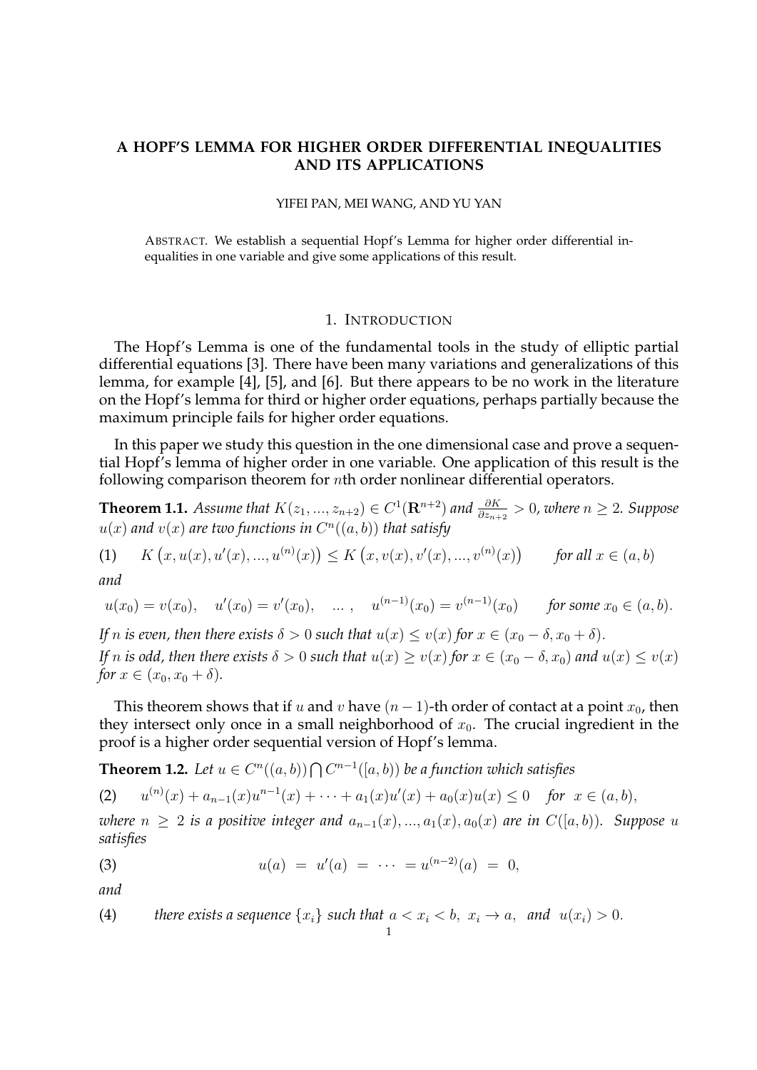# A HOPF'S LEMMA FOR HIGHER ORDER DIFFERENTIAL INEQUALITIES AND ITS APPLICATIONS

YIFEI PAN, MEI WANG, AND YU YAN

ABSTRACT. We establish a sequential Hopf's Lemma for higher order differential inequalities in one variable and give some applications of this result.

## 1. INTRODUCTION

The Hopf's Lemma is one of the fundamental tools in the study of elliptic partial differential equations [3]. There have been many variations and generalizations of this lemma, for example [4], [5], and [6]. But there appears to be no work in the literature on the Hopf's lemma for third or higher order equations, perhaps partially because the maximum principle fails for higher order equations.

In this paper we study this question in the one dimensional case and prove a sequential Hopf's lemma of higher order in one variable. One application of this result is the following comparison theorem for $n$th order nonlinear differential operators.

**Theorem 1.1.** *Assume that $K(z_1, ..., z_{n+2}) \in C^1(\mathbf{R}^{n+2})$ and $\frac{\partial K}{\partial z_{n+2}} > 0$, where $n \geq 2$. Suppose $u(x)$ and $v(x)$ are two functions in $C^n((a,b))$ that satisfy*

$$K\left(x, u(x), u'(x), ..., u^{(n)}(x)\right) \leq K\left(x, v(x), v'(x), ..., v^{(n)}(x)\right) \qquad \text{for all } x \in (a,b) \tag{1}$$

*and*

$$u(x_0) = v(x_0), \quad u'(x_0) = v'(x_0), \quad ..., \quad u^{(n-1)}(x_0) = v^{(n-1)}(x_0) \qquad \text{for some } x_0 \in (a,b).$$

*If $n$ is even, then there exists $\delta > 0$ such that $u(x) \leq v(x)$ for $x \in (x_0 - \delta, x_0 + \delta)$.*
*If $n$ is odd, then there exists $\delta > 0$ such that $u(x) \geq v(x)$ for $x \in (x_0 - \delta, x_0)$ and $u(x) \leq v(x)$ for $x \in (x_0, x_0 + \delta)$.*

This theorem shows that if $u$ and $v$ have $(n-1)$-th order of contact at a point $x_0$, then they intersect only once in a small neighborhood of $x_0$. The crucial ingredient in the proof is a higher order sequential version of Hopf's lemma.

**Theorem 1.2.** *Let $u \in C^n((a,b)) \bigcap C^{n-1}([a,b))$ be a function which satisfies*

$$u^{(n)}(x) + a_{n-1}(x)u^{n-1}(x) + \cdots + a_1(x)u'(x) + a_0(x)u(x) \leq 0 \quad \text{for } x \in (a,b), \tag{2}$$

*where $n \geq 2$ is a positive integer and $a_{n-1}(x), ..., a_1(x), a_0(x)$ are in $C([a,b))$. Suppose $u$ satisfies*

$$u(a) = u'(a) = \cdots = u^{(n-2)}(a) = 0, \tag{3}$$

*and*

(4) *there exists a sequence $\{x_i\}$ such that $a < x_i < b$, $x_i \to a$, and $u(x_i) > 0$.*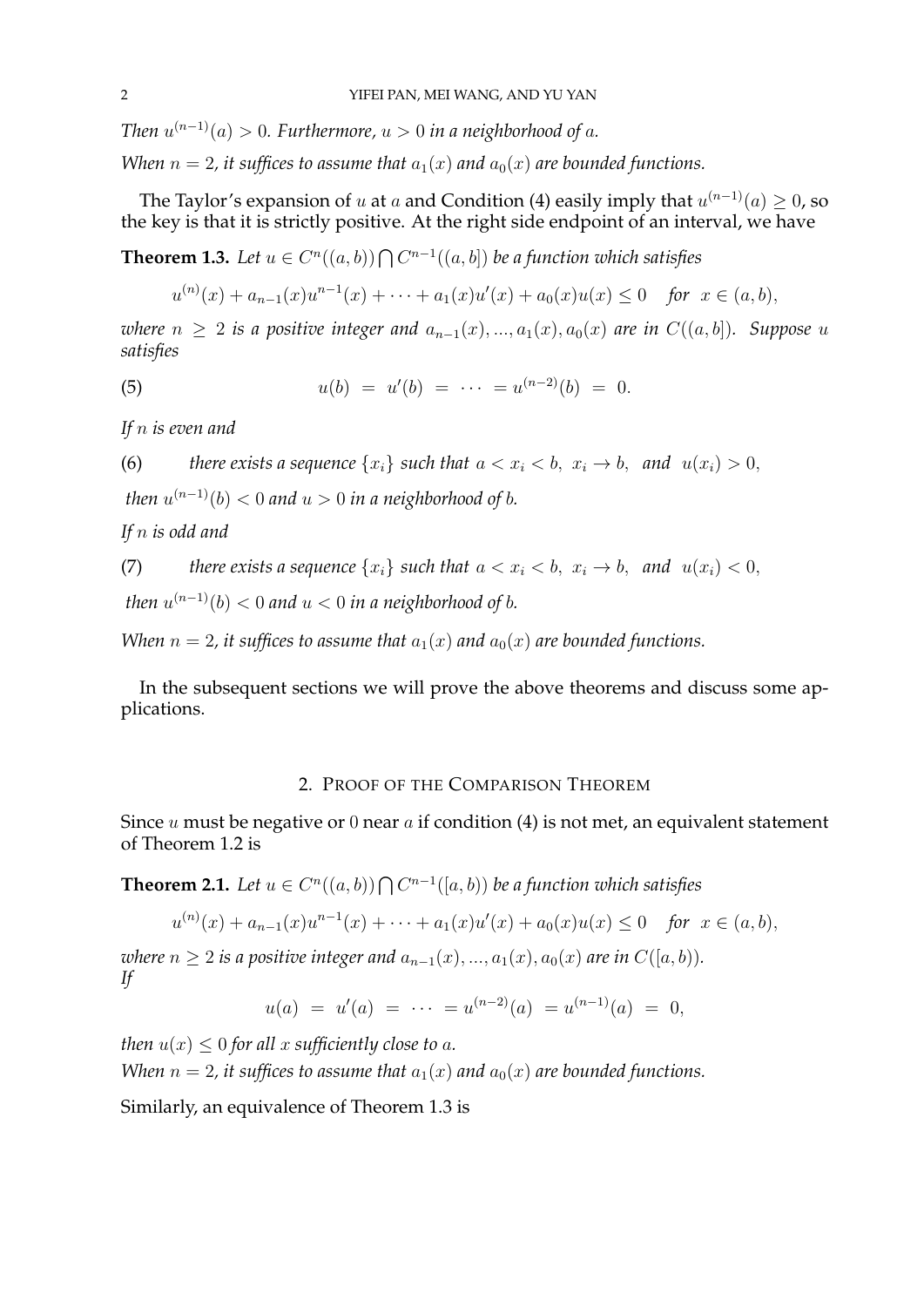*Then $u^{(n-1)}(a) > 0$. Furthermore, $u > 0$ in a neighborhood of $a$.*

*When $n = 2$, it suffices to assume that $a_1(x)$ and $a_0(x)$ are bounded functions.*

The Taylor's expansion of $u$ at $a$ and Condition (4) easily imply that $u^{(n-1)}(a) \geq 0$, so the key is that it is strictly positive. At the right side endpoint of an interval, we have

**Theorem 1.3.** *Let $u \in C^n((a,b)) \bigcap C^{n-1}((a,b])$ be a function which satisfies*

$$u^{(n)}(x) + a_{n-1}(x)u^{n-1}(x) + \cdots + a_1(x)u'(x) + a_0(x)u(x) \leq 0 \quad \text{for } x \in (a,b),$$

*where $n \geq 2$ is a positive integer and $a_{n-1}(x), ..., a_1(x), a_0(x)$ are in $C((a,b])$. Suppose $u$ satisfies*

$$u(b) = u'(b) = \cdots = u^{(n-2)}(b) = 0. \tag{5}$$

*If $n$ is even and*

$$\text{there exists a sequence } \{x_i\} \text{ such that } a < x_i < b, \; x_i \to b, \text{ and } u(x_i) > 0, \tag{6}$$

*then $u^{(n-1)}(b) < 0$ and $u > 0$ in a neighborhood of $b$.*

*If $n$ is odd and*

$$\text{there exists a sequence } \{x_i\} \text{ such that } a < x_i < b, \; x_i \to b, \text{ and } u(x_i) < 0, \tag{7}$$

*then $u^{(n-1)}(b) < 0$ and $u < 0$ in a neighborhood of $b$.*

*When $n = 2$, it suffices to assume that $a_1(x)$ and $a_0(x)$ are bounded functions.*

In the subsequent sections we will prove the above theorems and discuss some applications.

## 2. Proof of the Comparison Theorem

Since $u$ must be negative or $0$ near $a$ if condition (4) is not met, an equivalent statement of Theorem 1.2 is

**Theorem 2.1.** *Let $u \in C^n((a,b)) \bigcap C^{n-1}([a,b))$ be a function which satisfies*

$$u^{(n)}(x) + a_{n-1}(x)u^{n-1}(x) + \cdots + a_1(x)u'(x) + a_0(x)u(x) \leq 0 \quad \text{for } x \in (a,b),$$

*where $n \geq 2$ is a positive integer and $a_{n-1}(x), ..., a_1(x), a_0(x)$ are in $C([a,b))$. If*

$$u(a) = u'(a) = \cdots = u^{(n-2)}(a) = u^{(n-1)}(a) = 0,$$

*then $u(x) \leq 0$ for all $x$ sufficiently close to $a$.*

*When $n = 2$, it suffices to assume that $a_1(x)$ and $a_0(x)$ are bounded functions.*

Similarly, an equivalence of Theorem 1.3 is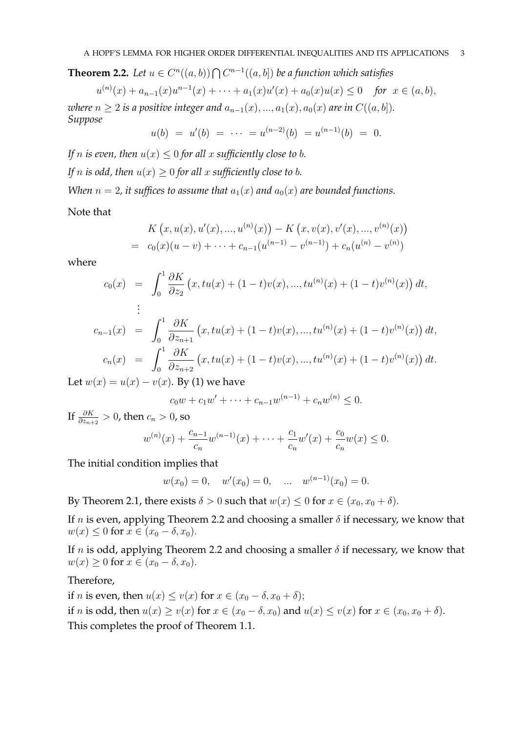**Theorem 2.2.** *Let $u \in C^n((a,b)) \bigcap C^{n-1}((a,b])$ be a function which satisfies*

$$u^{(n)}(x) + a_{n-1}(x)u^{n-1}(x) + \cdots + a_1(x)u'(x) + a_0(x)u(x) \le 0 \quad \textit{for} \;\; x \in (a,b),$$

*where $n \ge 2$ is a positive integer and $a_{n-1}(x), ..., a_1(x), a_0(x)$ are in $C((a,b])$. Suppose*

$$u(b) \;=\; u'(b) \;=\; \cdots \;=\; u^{(n-2)}(b) \;=\; u^{(n-1)}(b) \;=\; 0.$$

*If $n$ is even, then $u(x) \le 0$ for all $x$ sufficiently close to $b$.*

*If $n$ is odd, then $u(x) \ge 0$ for all $x$ sufficiently close to $b$.*

*When $n = 2$, it suffices to assume that $a_1(x)$ and $a_0(x)$ are bounded functions.*

Note that

$$\begin{aligned} & K\left(x, u(x), u'(x), ..., u^{(n)}(x)\right) - K\left(x, v(x), v'(x), ..., v^{(n)}(x)\right) \\ = \;\; & c_0(x)(u - v) + \cdots + c_{n-1}(u^{(n-1)} - v^{(n-1)}) + c_n(u^{(n)} - v^{(n)}) \end{aligned}$$

where

$$\begin{aligned} c_0(x) &= \int_0^1 \frac{\partial K}{\partial z_2}\left(x, tu(x) + (1-t)v(x), ..., tu^{(n)}(x) + (1-t)v^{(n)}(x)\right) dt, \\ &\vdots \\ c_{n-1}(x) &= \int_0^1 \frac{\partial K}{\partial z_{n+1}}\left(x, tu(x) + (1-t)v(x), ..., tu^{(n)}(x) + (1-t)v^{(n)}(x)\right) dt, \\ c_n(x) &= \int_0^1 \frac{\partial K}{\partial z_{n+2}}\left(x, tu(x) + (1-t)v(x), ..., tu^{(n)}(x) + (1-t)v^{(n)}(x)\right) dt. \end{aligned}$$

Let $w(x) = u(x) - v(x)$. By (1) we have

$$c_0 w + c_1 w' + \cdots + c_{n-1} w^{(n-1)} + c_n w^{(n)} \le 0.$$

If $\frac{\partial K}{\partial z_{n+2}} > 0$, then $c_n > 0$, so

$$w^{(n)}(x) + \frac{c_{n-1}}{c_n} w^{(n-1)}(x) + \cdots + \frac{c_1}{c_n} w'(x) + \frac{c_0}{c_n} w(x) \le 0.$$

The initial condition implies that

$$w(x_0) = 0, \quad w'(x_0) = 0, \quad ... \quad w^{(n-1)}(x_0) = 0.$$

By Theorem 2.1, there exists $\delta > 0$ such that $w(x) \le 0$ for $x \in (x_0, x_0 + \delta)$.

If $n$ is even, applying Theorem 2.2 and choosing a smaller $\delta$ if necessary, we know that $w(x) \le 0$ for $x \in (x_0 - \delta, x_0)$.

If $n$ is odd, applying Theorem 2.2 and choosing a smaller $\delta$ if necessary, we know that $w(x) \ge 0$ for $x \in (x_0 - \delta, x_0)$.

Therefore,

if $n$ is even, then $u(x) \le v(x)$ for $x \in (x_0 - \delta, x_0 + \delta)$;

if $n$ is odd, then $u(x) \ge v(x)$ for $x \in (x_0 - \delta, x_0)$ and $u(x) \le v(x)$ for $x \in (x_0, x_0 + \delta)$.

This completes the proof of Theorem 1.1.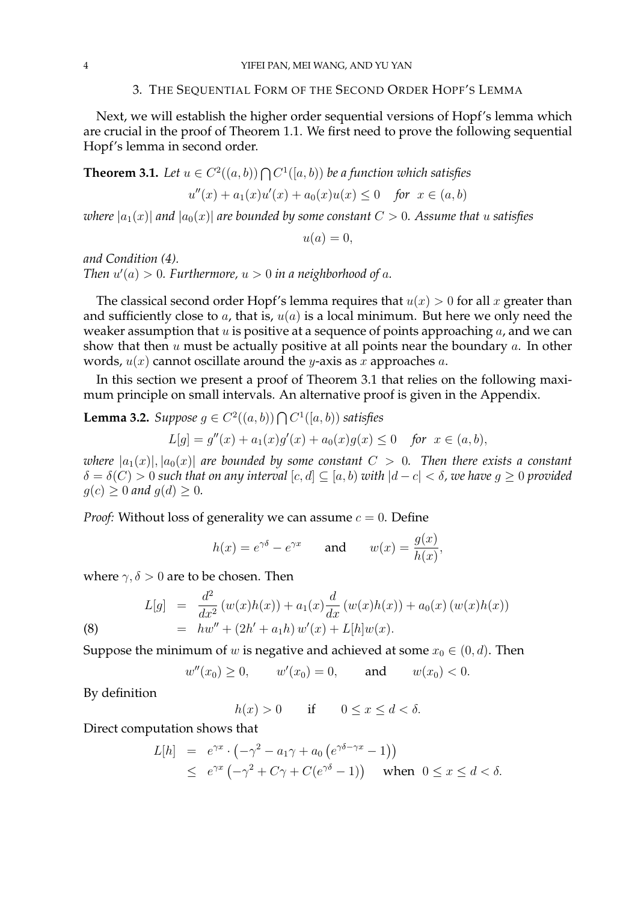## 3. The Sequential Form of the Second Order Hopf's Lemma

Next, we will establish the higher order sequential versions of Hopf's lemma which are crucial in the proof of Theorem 1.1. We first need to prove the following sequential Hopf's lemma in second order.

**Theorem 3.1.** *Let $u \in C^2((a,b)) \bigcap C^1([a,b))$ be a function which satisfies*

$$u''(x) + a_1(x)u'(x) + a_0(x)u(x) \leq 0 \quad \text{for } \ x \in (a,b)$$

*where $|a_1(x)|$ and $|a_0(x)|$ are bounded by some constant $C > 0$. Assume that $u$ satisfies*

$$u(a) = 0,$$

*and Condition (4).*

*Then $u'(a) > 0$. Furthermore, $u > 0$ in a neighborhood of $a$.*

The classical second order Hopf's lemma requires that $u(x) > 0$ for all $x$ greater than and sufficiently close to $a$, that is, $u(a)$ is a local minimum. But here we only need the weaker assumption that $u$ is positive at a sequence of points approaching $a$, and we can show that then $u$ must be actually positive at all points near the boundary $a$. In other words, $u(x)$ cannot oscillate around the $y$-axis as $x$ approaches $a$.

In this section we present a proof of Theorem 3.1 that relies on the following maximum principle on small intervals. An alternative proof is given in the Appendix.

**Lemma 3.2.** *Suppose $g \in C^2((a,b)) \bigcap C^1([a,b))$ satisfies*

$$L[g] = g''(x) + a_1(x)g'(x) + a_0(x)g(x) \leq 0 \quad \text{for } \ x \in (a,b),$$

*where $|a_1(x)|, |a_0(x)|$ are bounded by some constant $C > 0$. Then there exists a constant $\delta = \delta(C) > 0$ such that on any interval $[c,d] \subseteq [a,b)$ with $|d - c| < \delta$, we have $g \geq 0$ provided $g(c) \geq 0$ and $g(d) \geq 0$.*

*Proof:* Without loss of generality we can assume $c = 0$. Define

$$h(x) = e^{\gamma\delta} - e^{\gamma x} \qquad \text{and} \qquad w(x) = \frac{g(x)}{h(x)},$$

where $\gamma, \delta > 0$ are to be chosen. Then

$$\begin{aligned} L[g] &= \frac{d^2}{dx^2}\left(w(x)h(x)\right) + a_1(x)\frac{d}{dx}\left(w(x)h(x)\right) + a_0(x)\left(w(x)h(x)\right) \\ &= hw'' + \left(2h' + a_1 h\right) w'(x) + L[h]w(x). \end{aligned} \tag{8}$$

Suppose the minimum of $w$ is negative and achieved at some $x_0 \in (0,d)$. Then

$$w''(x_0) \geq 0, \qquad w'(x_0) = 0, \qquad \text{and} \qquad w(x_0) < 0.$$

By definition

$$h(x) > 0 \qquad \text{if} \qquad 0 \leq x \leq d < \delta.$$

Direct computation shows that

$$\begin{aligned} L[h] &= e^{\gamma x} \cdot \left(-\gamma^2 - a_1\gamma + a_0\left(e^{\gamma\delta - \gamma x} - 1\right)\right) \\ &\leq e^{\gamma x}\left(-\gamma^2 + C\gamma + C(e^{\gamma\delta} - 1)\right) \quad \text{when } \ 0 \leq x \leq d < \delta. \end{aligned}$$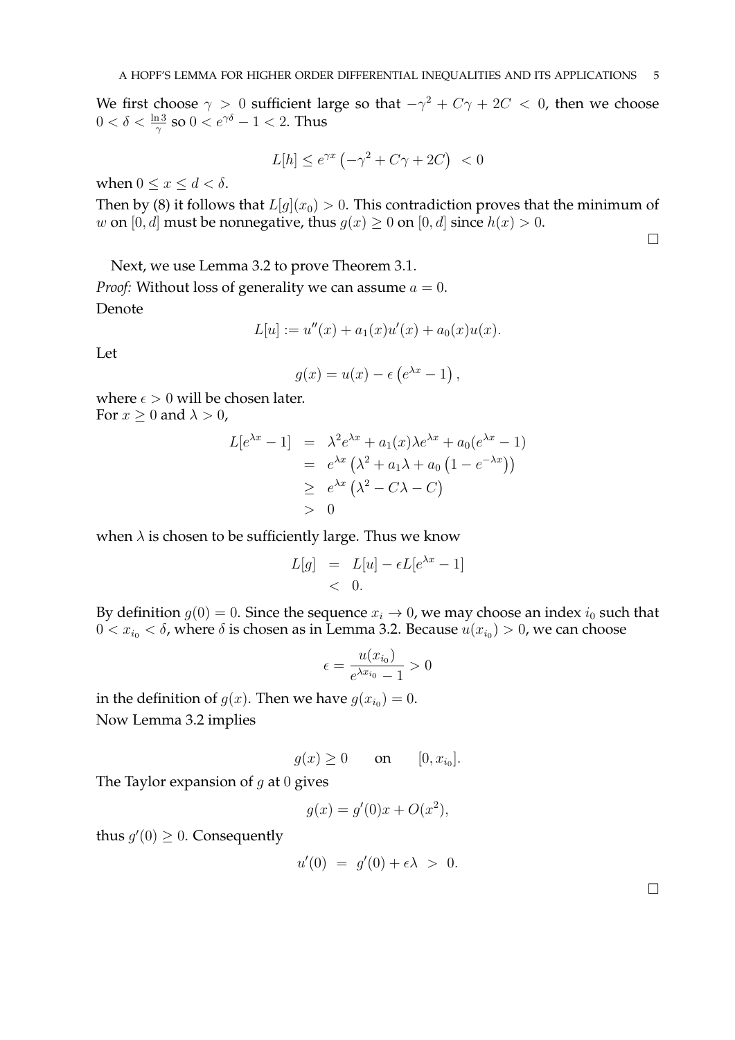We first choose $\gamma > 0$ sufficient large so that $-\gamma^2 + C\gamma + 2C < 0$, then we choose $0 < \delta < \frac{\ln 3}{\gamma}$ so $0 < e^{\gamma\delta} - 1 < 2$. Thus

$$L[h] \leq e^{\gamma x}\left(-\gamma^2 + C\gamma + 2C\right) < 0$$

when $0 \leq x \leq d < \delta$.

Then by (8) it follows that $L[g](x_0) > 0$. This contradiction proves that the minimum of $w$ on $[0, d]$ must be nonnegative, thus $g(x) \geq 0$ on $[0, d]$ since $h(x) > 0$.

□

Next, we use Lemma 3.2 to prove Theorem 3.1.

*Proof:* Without loss of generality we can assume $a = 0$.

Denote

$$L[u] := u''(x) + a_1(x)u'(x) + a_0(x)u(x).$$

Let

$$g(x) = u(x) - \epsilon\left(e^{\lambda x} - 1\right),$$

where $\epsilon > 0$ will be chosen later.

For $x \geq 0$ and $\lambda > 0$,

$$\begin{aligned} L[e^{\lambda x} - 1] &= \lambda^2 e^{\lambda x} + a_1(x)\lambda e^{\lambda x} + a_0(e^{\lambda x} - 1) \\ &= e^{\lambda x}\left(\lambda^2 + a_1\lambda + a_0\left(1 - e^{-\lambda x}\right)\right) \\ &\geq e^{\lambda x}\left(\lambda^2 - C\lambda - C\right) \\ &> 0 \end{aligned}$$

when $\lambda$ is chosen to be sufficiently large. Thus we know

$$\begin{aligned} L[g] &= L[u] - \epsilon L[e^{\lambda x} - 1] \\ &< 0. \end{aligned}$$

By definition $g(0) = 0$. Since the sequence $x_i \to 0$, we may choose an index $i_0$ such that $0 < x_{i_0} < \delta$, where $\delta$ is chosen as in Lemma 3.2. Because $u(x_{i_0}) > 0$, we can choose

$$\epsilon = \frac{u(x_{i_0})}{e^{\lambda x_{i_0}} - 1} > 0$$

in the definition of $g(x)$. Then we have $g(x_{i_0}) = 0$.

Now Lemma 3.2 implies

$$g(x) \geq 0 \qquad \text{on} \qquad [0, x_{i_0}].$$

The Taylor expansion of $g$ at $0$ gives

$$g(x) = g'(0)x + O(x^2),$$

thus $g'(0) \geq 0$. Consequently

$$u'(0) = g'(0) + \epsilon\lambda > 0.$$

□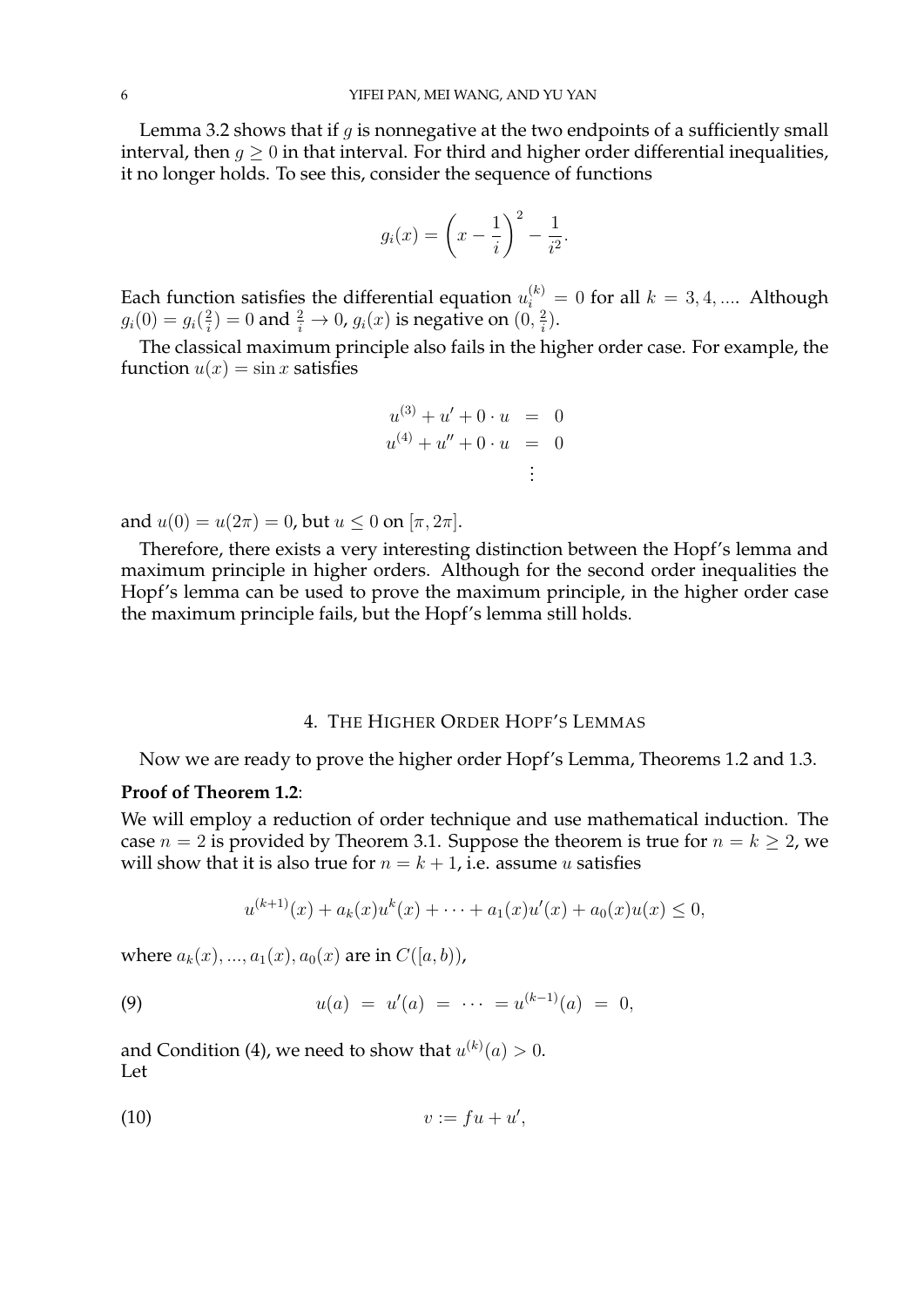Lemma 3.2 shows that if $g$ is nonnegative at the two endpoints of a sufficiently small interval, then $g \geq 0$ in that interval. For third and higher order differential inequalities, it no longer holds. To see this, consider the sequence of functions

$$g_i(x) = \left(x - \frac{1}{i}\right)^2 - \frac{1}{i^2}.$$

Each function satisfies the differential equation $u_i^{(k)} = 0$ for all $k = 3, 4, ....$ Although $g_i(0) = g_i(\frac{2}{i}) = 0$ and $\frac{2}{i} \to 0$, $g_i(x)$ is negative on $(0, \frac{2}{i})$.

The classical maximum principle also fails in the higher order case. For example, the function $u(x) = \sin x$ satisfies

$$\begin{aligned} u^{(3)} + u' + 0 \cdot u &= 0 \\ u^{(4)} + u'' + 0 \cdot u &= 0 \\ &\vdots \end{aligned}$$

and $u(0) = u(2\pi) = 0$, but $u \leq 0$ on $[\pi, 2\pi]$.

Therefore, there exists a very interesting distinction between the Hopf's lemma and maximum principle in higher orders. Although for the second order inequalities the Hopf's lemma can be used to prove the maximum principle, in the higher order case the maximum principle fails, but the Hopf's lemma still holds.

## 4. The Higher Order Hopf's Lemmas

Now we are ready to prove the higher order Hopf's Lemma, Theorems 1.2 and 1.3.

**Proof of Theorem 1.2**:
We will employ a reduction of order technique and use mathematical induction. The case $n = 2$ is provided by Theorem 3.1. Suppose the theorem is true for $n = k \geq 2$, we will show that it is also true for $n = k + 1$, i.e. assume $u$ satisfies

$$u^{(k+1)}(x) + a_k(x)u^k(x) + \cdots + a_1(x)u'(x) + a_0(x)u(x) \leq 0,$$

where $a_k(x), ..., a_1(x), a_0(x)$ are in $C([a, b))$,

$$u(a) \; = \; u'(a) \; = \; \cdots \; = u^{(k-1)}(a) \; = \; 0, \tag{9}$$

and Condition (4), we need to show that $u^{(k)}(a) > 0$.
Let

$$v := fu + u', \tag{10}$$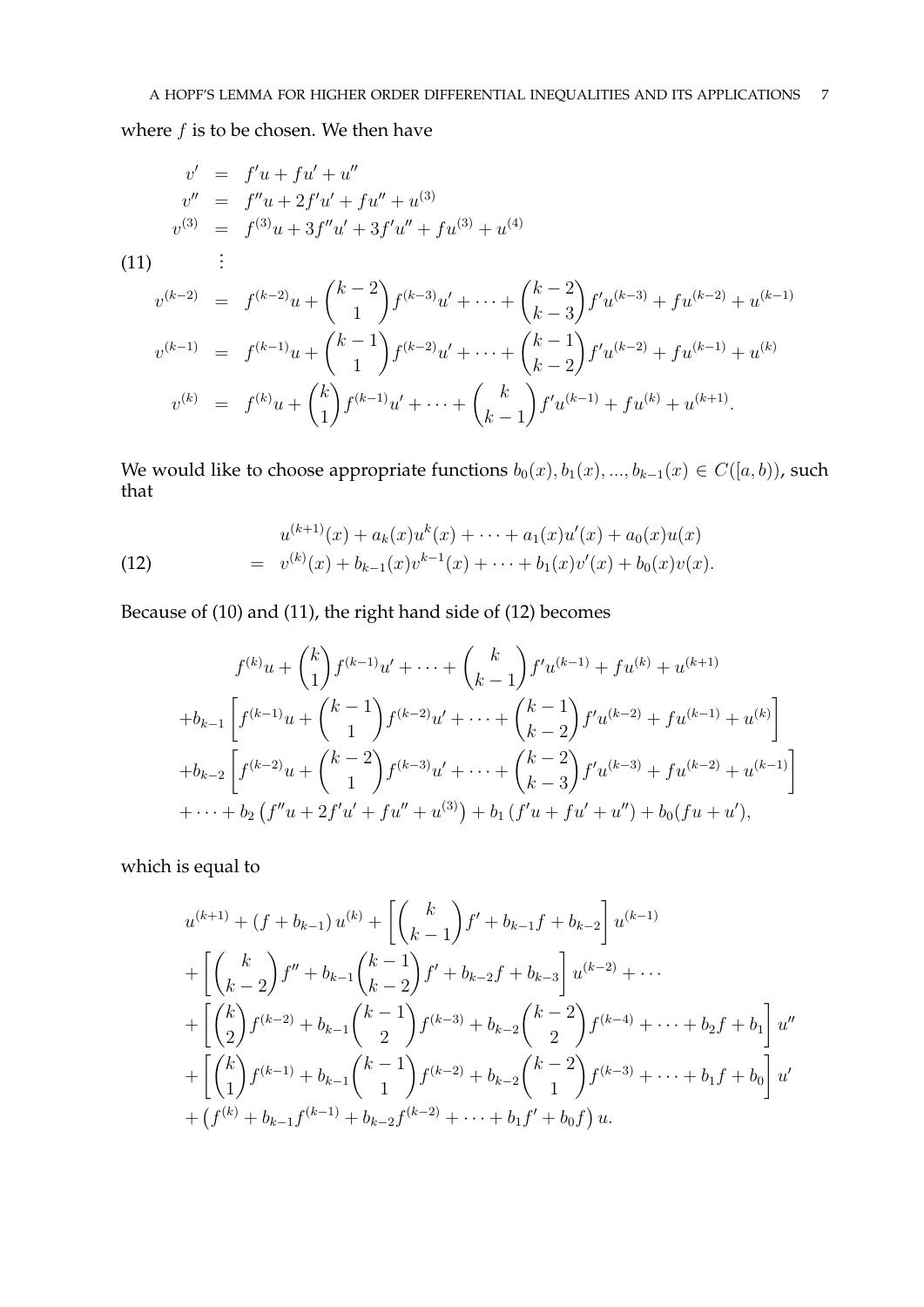where $f$ is to be chosen. We then have

$$
\begin{aligned}
v' &= f'u + fu' + u'' \\
v'' &= f''u + 2f'u' + fu'' + u^{(3)} \\
v^{(3)} &= f^{(3)}u + 3f''u' + 3f'u'' + fu^{(3)} + u^{(4)} \\
&\vdots \\
v^{(k-2)} &= f^{(k-2)}u + \binom{k-2}{1} f^{(k-3)}u' + \cdots + \binom{k-2}{k-3} f'u^{(k-3)} + fu^{(k-2)} + u^{(k-1)} \\
v^{(k-1)} &= f^{(k-1)}u + \binom{k-1}{1} f^{(k-2)}u' + \cdots + \binom{k-1}{k-2} f'u^{(k-2)} + fu^{(k-1)} + u^{(k)} \\
v^{(k)} &= f^{(k)}u + \binom{k}{1} f^{(k-1)}u' + \cdots + \binom{k}{k-1} f'u^{(k-1)} + fu^{(k)} + u^{(k+1)}.
\end{aligned}
\tag{11}
$$

We would like to choose appropriate functions $b_0(x), b_1(x), ..., b_{k-1}(x) \in C([a,b))$, such that

$$
\begin{aligned}
& u^{(k+1)}(x) + a_k(x)u^k(x) + \cdots + a_1(x)u'(x) + a_0(x)u(x) \\
= \; & v^{(k)}(x) + b_{k-1}(x)v^{k-1}(x) + \cdots + b_1(x)v'(x) + b_0(x)v(x).
\end{aligned}
\tag{12}
$$

Because of (10) and (11), the right hand side of (12) becomes

$$
\begin{aligned}
& f^{(k)}u + \binom{k}{1} f^{(k-1)}u' + \cdots + \binom{k}{k-1} f'u^{(k-1)} + fu^{(k)} + u^{(k+1)} \\
& + b_{k-1}\left[ f^{(k-1)}u + \binom{k-1}{1} f^{(k-2)}u' + \cdots + \binom{k-1}{k-2} f'u^{(k-2)} + fu^{(k-1)} + u^{(k)} \right] \\
& + b_{k-2}\left[ f^{(k-2)}u + \binom{k-2}{1} f^{(k-3)}u' + \cdots + \binom{k-2}{k-3} f'u^{(k-3)} + fu^{(k-2)} + u^{(k-1)} \right] \\
& + \cdots + b_2\left(f''u + 2f'u' + fu'' + u^{(3)}\right) + b_1\left(f'u + fu' + u''\right) + b_0(fu + u'),
\end{aligned}
$$

which is equal to

$$
\begin{aligned}
& u^{(k+1)} + \left(f + b_{k-1}\right) u^{(k)} + \left[ \binom{k}{k-1} f' + b_{k-1} f + b_{k-2} \right] u^{(k-1)} \\
& + \left[ \binom{k}{k-2} f'' + b_{k-1} \binom{k-1}{k-2} f' + b_{k-2} f + b_{k-3} \right] u^{(k-2)} + \cdots \\
& + \left[ \binom{k}{2} f^{(k-2)} + b_{k-1} \binom{k-1}{2} f^{(k-3)} + b_{k-2} \binom{k-2}{2} f^{(k-4)} + \cdots + b_2 f + b_1 \right] u'' \\
& + \left[ \binom{k}{1} f^{(k-1)} + b_{k-1} \binom{k-1}{1} f^{(k-2)} + b_{k-2} \binom{k-2}{1} f^{(k-3)} + \cdots + b_1 f + b_0 \right] u' \\
& + \left( f^{(k)} + b_{k-1} f^{(k-1)} + b_{k-2} f^{(k-2)} + \cdots + b_1 f' + b_0 f \right) u.
\end{aligned}
$$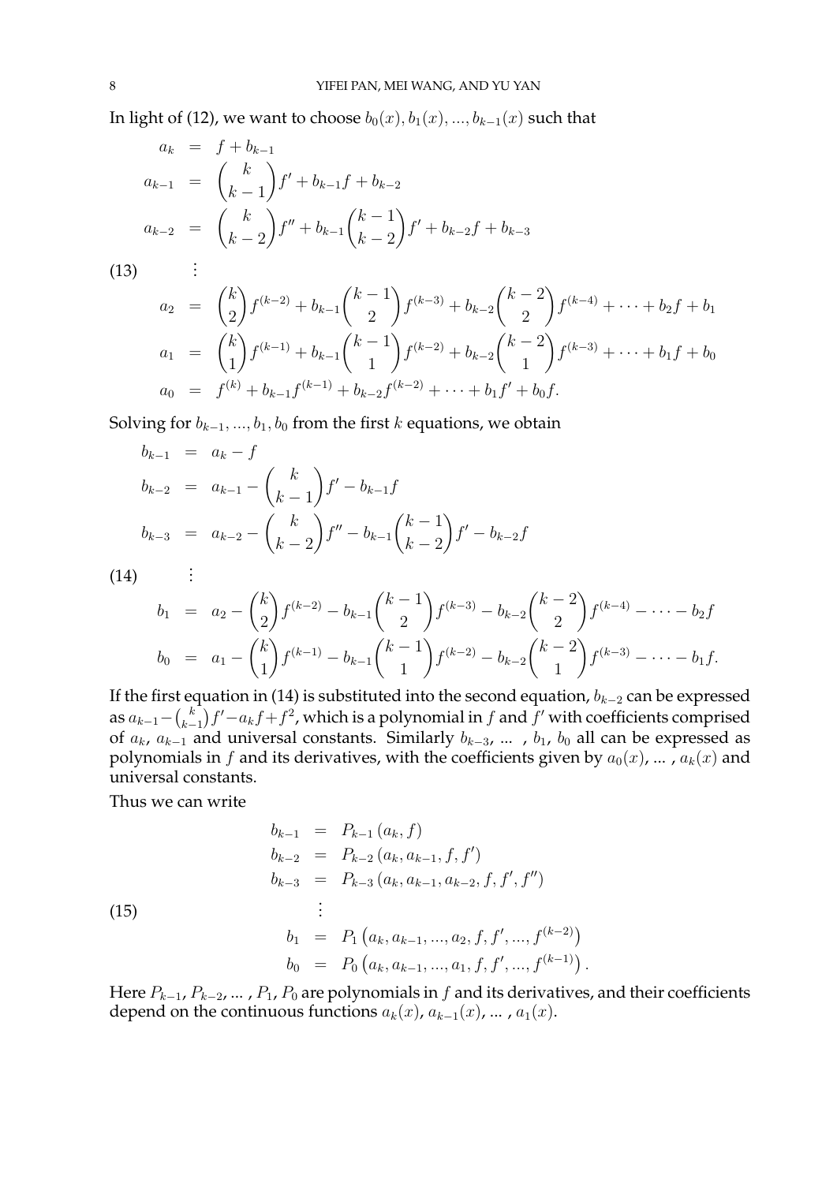In light of (12), we want to choose $b_0(x), b_1(x), ..., b_{k-1}(x)$ such that

$$
\begin{aligned}
a_k &= f + b_{k-1} \\
a_{k-1} &= \binom{k}{k-1} f' + b_{k-1} f + b_{k-2} \\
a_{k-2} &= \binom{k}{k-2} f'' + b_{k-1} \binom{k-1}{k-2} f' + b_{k-2} f + b_{k-3} \\
&\vdots \\
a_2 &= \binom{k}{2} f^{(k-2)} + b_{k-1} \binom{k-1}{2} f^{(k-3)} + b_{k-2} \binom{k-2}{2} f^{(k-4)} + \cdots + b_2 f + b_1 \\
a_1 &= \binom{k}{1} f^{(k-1)} + b_{k-1} \binom{k-1}{1} f^{(k-2)} + b_{k-2} \binom{k-2}{1} f^{(k-3)} + \cdots + b_1 f + b_0 \\
a_0 &= f^{(k)} + b_{k-1} f^{(k-1)} + b_{k-2} f^{(k-2)} + \cdots + b_1 f' + b_0 f.
\end{aligned} \tag{13}
$$

Solving for $b_{k-1}, ..., b_1, b_0$ from the first $k$ equations, we obtain

$$
\begin{aligned}
b_{k-1} &= a_k - f \\
b_{k-2} &= a_{k-1} - \binom{k}{k-1} f' - b_{k-1} f \\
b_{k-3} &= a_{k-2} - \binom{k}{k-2} f'' - b_{k-1} \binom{k-1}{k-2} f' - b_{k-2} f \\
&\vdots \\
b_1 &= a_2 - \binom{k}{2} f^{(k-2)} - b_{k-1} \binom{k-1}{2} f^{(k-3)} - b_{k-2} \binom{k-2}{2} f^{(k-4)} - \cdots - b_2 f \\
b_0 &= a_1 - \binom{k}{1} f^{(k-1)} - b_{k-1} \binom{k-1}{1} f^{(k-2)} - b_{k-2} \binom{k-2}{1} f^{(k-3)} - \cdots - b_1 f.
\end{aligned} \tag{14}
$$

If the first equation in (14) is substituted into the second equation, $b_{k-2}$ can be expressed as $a_{k-1} - \binom{k}{k-1} f' - a_k f + f^2$, which is a polynomial in $f$ and $f'$ with coefficients comprised of $a_k$, $a_{k-1}$ and universal constants. Similarly $b_{k-3}$, ... , $b_1$, $b_0$ all can be expressed as polynomials in $f$ and its derivatives, with the coefficients given by $a_0(x)$, ... , $a_k(x)$ and universal constants.

Thus we can write

$$
\begin{aligned}
b_{k-1} &= P_{k-1}(a_k, f) \\
b_{k-2} &= P_{k-2}(a_k, a_{k-1}, f, f') \\
b_{k-3} &= P_{k-3}(a_k, a_{k-1}, a_{k-2}, f, f', f'') \\
&\vdots \\
b_1 &= P_1\left(a_k, a_{k-1}, ..., a_2, f, f', ..., f^{(k-2)}\right) \\
b_0 &= P_0\left(a_k, a_{k-1}, ..., a_1, f, f', ..., f^{(k-1)}\right).
\end{aligned} \tag{15}
$$

Here $P_{k-1}$, $P_{k-2}$, ... , $P_1$, $P_0$ are polynomials in $f$ and its derivatives, and their coefficients depend on the continuous functions $a_k(x)$, $a_{k-1}(x)$, ... , $a_1(x)$.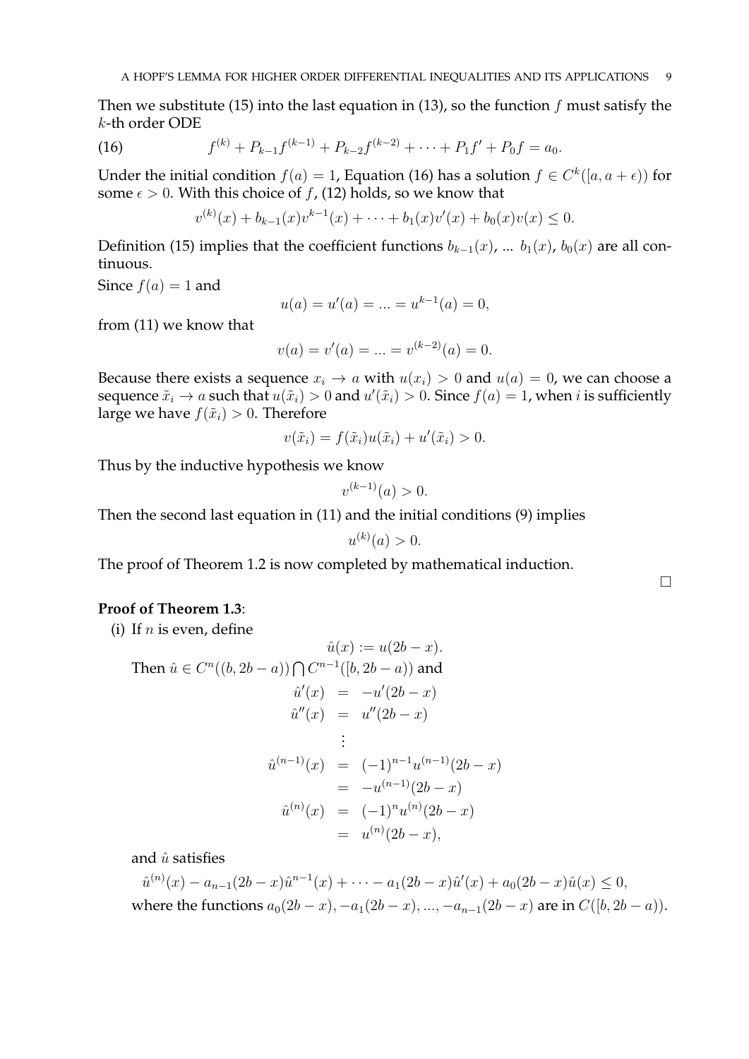Then we substitute (15) into the last equation in (13), so the function $f$ must satisfy the $k$-th order ODE

$$f^{(k)} + P_{k-1}f^{(k-1)} + P_{k-2}f^{(k-2)} + \cdots + P_1 f' + P_0 f = a_0. \tag{16}$$

Under the initial condition $f(a) = 1$, Equation (16) has a solution $f \in C^k([a, a+\epsilon))$ for some $\epsilon > 0$. With this choice of $f$, (12) holds, so we know that

$$v^{(k)}(x) + b_{k-1}(x)v^{k-1}(x) + \cdots + b_1(x)v'(x) + b_0(x)v(x) \leq 0.$$

Definition (15) implies that the coefficient functions $b_{k-1}(x)$, ... $b_1(x)$, $b_0(x)$ are all continuous.

Since $f(a) = 1$ and

$$u(a) = u'(a) = ... = u^{k-1}(a) = 0,$$

from (11) we know that

$$v(a) = v'(a) = ... = v^{(k-2)}(a) = 0.$$

Because there exists a sequence $x_i \to a$ with $u(x_i) > 0$ and $u(a) = 0$, we can choose a sequence $\tilde{x}_i \to a$ such that $u(\tilde{x}_i) > 0$ and $u'(\tilde{x}_i) > 0$. Since $f(a) = 1$, when $i$ is sufficiently large we have $f(\tilde{x}_i) > 0$. Therefore

$$v(\tilde{x}_i) = f(\tilde{x}_i)u(\tilde{x}_i) + u'(\tilde{x}_i) > 0.$$

Thus by the inductive hypothesis we know

$$v^{(k-1)}(a) > 0.$$

Then the second last equation in (11) and the initial conditions (9) implies

$$u^{(k)}(a) > 0.$$

The proof of Theorem 1.2 is now completed by mathematical induction.

□

**Proof of Theorem 1.3**:

(i) If $n$ is even, define

$$\hat{u}(x) := u(2b - x).$$

Then $\hat{u} \in C^n((b, 2b-a)) \bigcap C^{n-1}([b, 2b-a))$ and

$$\begin{aligned}
\hat{u}'(x) &= -u'(2b-x) \\
\hat{u}''(x) &= u''(2b-x) \\
&\vdots \\
\hat{u}^{(n-1)}(x) &= (-1)^{n-1}u^{(n-1)}(2b-x) \\
&= -u^{(n-1)}(2b-x) \\
\hat{u}^{(n)}(x) &= (-1)^n u^{(n)}(2b-x) \\
&= u^{(n)}(2b-x),
\end{aligned}$$

and $\hat{u}$ satisfies

$$\hat{u}^{(n)}(x) - a_{n-1}(2b-x)\hat{u}^{n-1}(x) + \cdots - a_1(2b-x)\hat{u}'(x) + a_0(2b-x)\hat{u}(x) \leq 0,$$

where the functions $a_0(2b-x), -a_1(2b-x), ..., -a_{n-1}(2b-x)$ are in $C([b, 2b-a))$.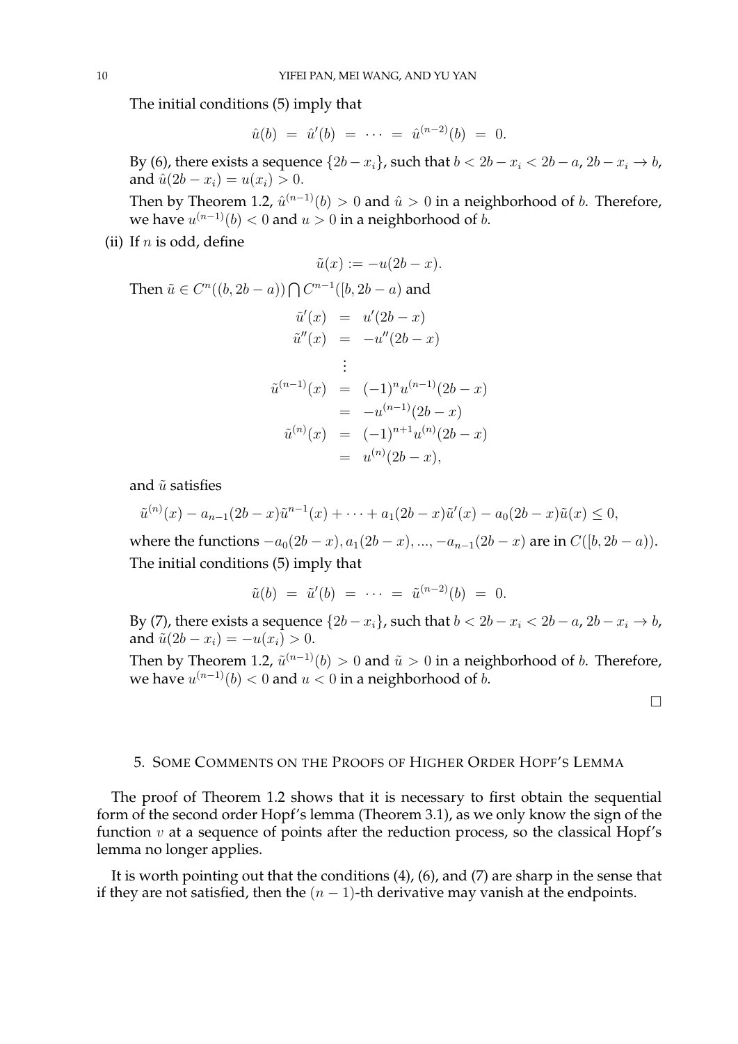The initial conditions (5) imply that

$$\hat{u}(b) \;=\; \hat{u}'(b) \;=\; \cdots \;=\; \hat{u}^{(n-2)}(b) \;=\; 0.$$

By (6), there exists a sequence $\{2b - x_i\}$, such that $b < 2b - x_i < 2b - a$, $2b - x_i \to b$, and $\hat{u}(2b - x_i) = u(x_i) > 0$.

Then by Theorem 1.2, $\hat{u}^{(n-1)}(b) > 0$ and $\hat{u} > 0$ in a neighborhood of $b$. Therefore, we have $u^{(n-1)}(b) < 0$ and $u > 0$ in a neighborhood of $b$.

(ii) If $n$ is odd, define

$$\tilde{u}(x) := -u(2b - x).$$

Then $\tilde{u} \in C^n((b, 2b-a)) \bigcap C^{n-1}([b, 2b-a)$ and

$$\begin{aligned}
\tilde{u}'(x) &= u'(2b - x) \\
\tilde{u}''(x) &= -u''(2b - x) \\
&\;\;\vdots \\
\tilde{u}^{(n-1)}(x) &= (-1)^n u^{(n-1)}(2b - x) \\
&= -u^{(n-1)}(2b - x) \\
\tilde{u}^{(n)}(x) &= (-1)^{n+1} u^{(n)}(2b - x) \\
&= u^{(n)}(2b - x),
\end{aligned}$$

and $\tilde{u}$ satisfies

$$\tilde{u}^{(n)}(x) - a_{n-1}(2b - x)\tilde{u}^{n-1}(x) + \cdots + a_1(2b - x)\tilde{u}'(x) - a_0(2b - x)\tilde{u}(x) \leq 0,$$

where the functions $-a_0(2b - x), a_1(2b - x), ..., -a_{n-1}(2b - x)$ are in $C([b, 2b - a))$.

The initial conditions (5) imply that

$$\tilde{u}(b) \;=\; \tilde{u}'(b) \;=\; \cdots \;=\; \tilde{u}^{(n-2)}(b) \;=\; 0.$$

By (7), there exists a sequence $\{2b - x_i\}$, such that $b < 2b - x_i < 2b - a$, $2b - x_i \to b$, and $\tilde{u}(2b - x_i) = -u(x_i) > 0$.

Then by Theorem 1.2, $\tilde{u}^{(n-1)}(b) > 0$ and $\tilde{u} > 0$ in a neighborhood of $b$. Therefore, we have $u^{(n-1)}(b) < 0$ and $u < 0$ in a neighborhood of $b$.

□

## 5. Some Comments on the Proofs of Higher Order Hopf's Lemma

The proof of Theorem 1.2 shows that it is necessary to first obtain the sequential form of the second order Hopf's lemma (Theorem 3.1), as we only know the sign of the function $v$ at a sequence of points after the reduction process, so the classical Hopf's lemma no longer applies.

It is worth pointing out that the conditions (4), (6), and (7) are sharp in the sense that if they are not satisfied, then the $(n-1)$-th derivative may vanish at the endpoints.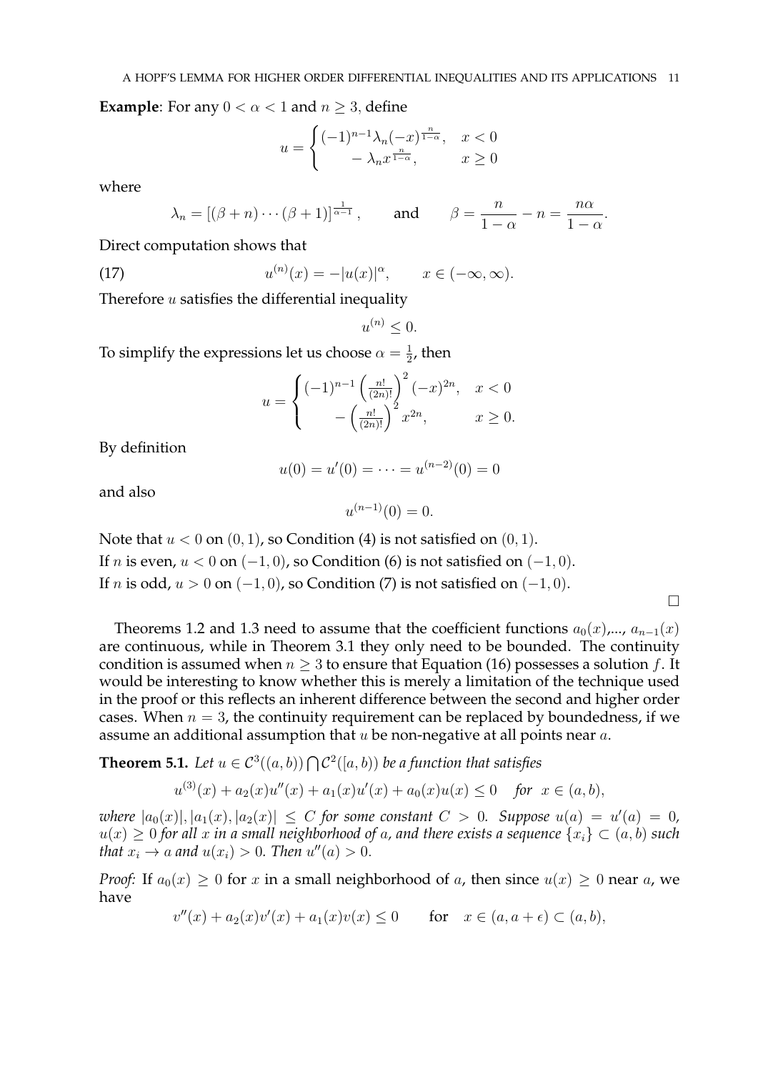**Example**: For any $0 < \alpha < 1$ and $n \geq 3$, define

$$u = \begin{cases} (-1)^{n-1}\lambda_n(-x)^{\frac{n}{1-\alpha}}, & x < 0 \\ \quad -\lambda_n x^{\frac{n}{1-\alpha}}, & x \geq 0 \end{cases}$$

where

$$\lambda_n = \left[(\beta+n)\cdots(\beta+1)\right]^{\frac{1}{\alpha-1}}, \qquad \text{and} \qquad \beta = \frac{n}{1-\alpha} - n = \frac{n\alpha}{1-\alpha}.$$

Direct computation shows that

$$u^{(n)}(x) = -|u(x)|^{\alpha}, \qquad x \in (-\infty, \infty). \tag{17}$$

Therefore $u$ satisfies the differential inequality

$$u^{(n)} \leq 0.$$

To simplify the expressions let us choose $\alpha = \frac{1}{2}$, then

$$u = \begin{cases} (-1)^{n-1}\left(\frac{n!}{(2n)!}\right)^2(-x)^{2n}, & x < 0 \\ \quad -\left(\frac{n!}{(2n)!}\right)^2 x^{2n}, & x \geq 0. \end{cases}$$

By definition

$$u(0) = u'(0) = \cdots = u^{(n-2)}(0) = 0$$

and also

$$u^{(n-1)}(0) = 0.$$

Note that $u < 0$ on $(0,1)$, so Condition (4) is not satisfied on $(0,1)$.
If $n$ is even, $u < 0$ on $(-1,0)$, so Condition (6) is not satisfied on $(-1,0)$.
If $n$ is odd, $u > 0$ on $(-1,0)$, so Condition (7) is not satisfied on $(-1,0)$.

□

Theorems 1.2 and 1.3 need to assume that the coefficient functions $a_0(x)$,..., $a_{n-1}(x)$ are continuous, while in Theorem 3.1 they only need to be bounded. The continuity condition is assumed when $n \geq 3$ to ensure that Equation (16) possesses a solution $f$. It would be interesting to know whether this is merely a limitation of the technique used in the proof or this reflects an inherent difference between the second and higher order cases. When $n = 3$, the continuity requirement can be replaced by boundedness, if we assume an additional assumption that $u$ be non-negative at all points near $a$.

**Theorem 5.1.** *Let $u \in \mathcal{C}^3((a,b)) \bigcap \mathcal{C}^2([a,b))$ be a function that satisfies*

$$u^{(3)}(x) + a_2(x)u''(x) + a_1(x)u'(x) + a_0(x)u(x) \leq 0 \quad \textit{for} \;\; x \in (a,b),$$

*where $|a_0(x)|, |a_1(x), |a_2(x)| \leq C$ for some constant $C > 0$. Suppose $u(a) = u'(a) = 0$, $u(x) \geq 0$ for all $x$ in a small neighborhood of $a$, and there exists a sequence $\{x_i\} \subset (a,b)$ such that $x_i \to a$ and $u(x_i) > 0$. Then $u''(a) > 0$.*

*Proof:* If $a_0(x) \geq 0$ for $x$ in a small neighborhood of $a$, then since $u(x) \geq 0$ near $a$, we have

$$v''(x) + a_2(x)v'(x) + a_1(x)v(x) \leq 0 \qquad \text{for} \quad x \in (a, a+\epsilon) \subset (a,b),$$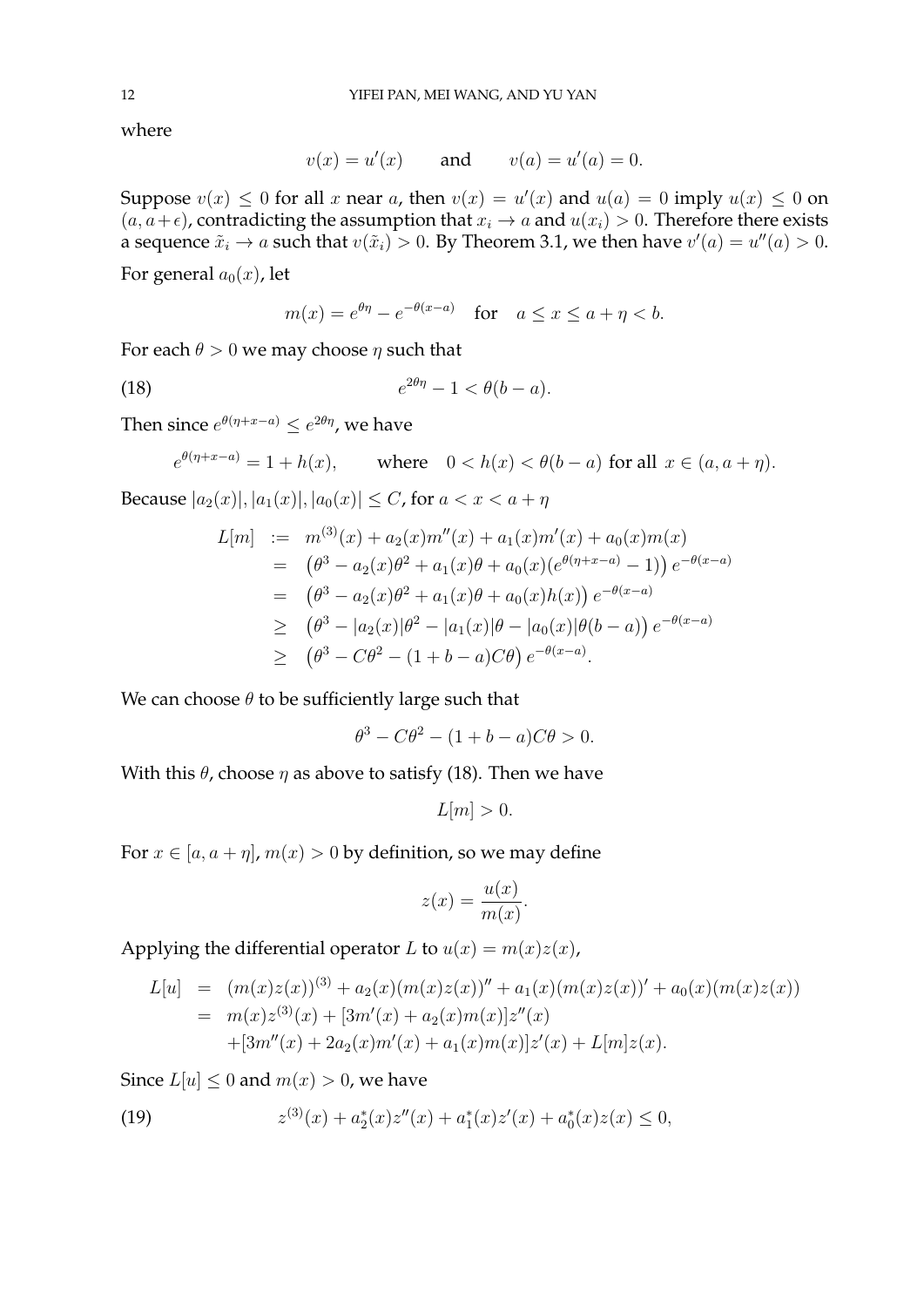where

$$v(x) = u'(x) \qquad \text{and} \qquad v(a) = u'(a) = 0.$$

Suppose $v(x) \le 0$ for all $x$ near $a$, then $v(x) = u'(x)$ and $u(a) = 0$ imply $u(x) \le 0$ on $(a, a+\epsilon)$, contradicting the assumption that $x_i \to a$ and $u(x_i) > 0$. Therefore there exists a sequence $\tilde{x}_i \to a$ such that $v(\tilde{x}_i) > 0$. By Theorem 3.1, we then have $v'(a) = u''(a) > 0$.

For general $a_0(x)$, let

$$m(x) = e^{\theta\eta} - e^{-\theta(x-a)} \quad \text{for} \quad a \le x \le a + \eta < b.$$

For each $\theta > 0$ we may choose $\eta$ such that

$$e^{2\theta\eta} - 1 < \theta(b-a). \tag{18}$$

Then since $e^{\theta(\eta+x-a)} \le e^{2\theta\eta}$, we have

$$e^{\theta(\eta+x-a)} = 1 + h(x), \qquad \text{where} \quad 0 < h(x) < \theta(b-a) \text{ for all } x \in (a, a+\eta).$$

Because $|a_2(x)|, |a_1(x)|, |a_0(x)| \le C$, for $a < x < a + \eta$

$$\begin{aligned}
L[m] &:= m^{(3)}(x) + a_2(x)m''(x) + a_1(x)m'(x) + a_0(x)m(x) \\
&= \left(\theta^3 - a_2(x)\theta^2 + a_1(x)\theta + a_0(x)(e^{\theta(\eta+x-a)} - 1)\right) e^{-\theta(x-a)} \\
&= \left(\theta^3 - a_2(x)\theta^2 + a_1(x)\theta + a_0(x)h(x)\right) e^{-\theta(x-a)} \\
&\ge \left(\theta^3 - |a_2(x)|\theta^2 - |a_1(x)|\theta - |a_0(x)|\theta(b-a)\right) e^{-\theta(x-a)} \\
&\ge \left(\theta^3 - C\theta^2 - (1+b-a)C\theta\right) e^{-\theta(x-a)}.
\end{aligned}$$

We can choose $\theta$ to be sufficiently large such that

$$\theta^3 - C\theta^2 - (1+b-a)C\theta > 0.$$

With this $\theta$, choose $\eta$ as above to satisfy (18). Then we have

$$L[m] > 0.$$

For $x \in [a, a+\eta]$, $m(x) > 0$ by definition, so we may define

$$z(x) = \frac{u(x)}{m(x)}.$$

Applying the differential operator $L$ to $u(x) = m(x)z(x)$,

$$\begin{aligned}
L[u] &= (m(x)z(x))^{(3)} + a_2(x)(m(x)z(x))'' + a_1(x)(m(x)z(x))' + a_0(x)(m(x)z(x)) \\
&= m(x)z^{(3)}(x) + [3m'(x) + a_2(x)m(x)]z''(x) \\
&\quad + [3m''(x) + 2a_2(x)m'(x) + a_1(x)m(x)]z'(x) + L[m]z(x).
\end{aligned}$$

Since $L[u] \le 0$ and $m(x) > 0$, we have

$$z^{(3)}(x) + a_2^*(x)z''(x) + a_1^*(x)z'(x) + a_0^*(x)z(x) \le 0, \tag{19}$$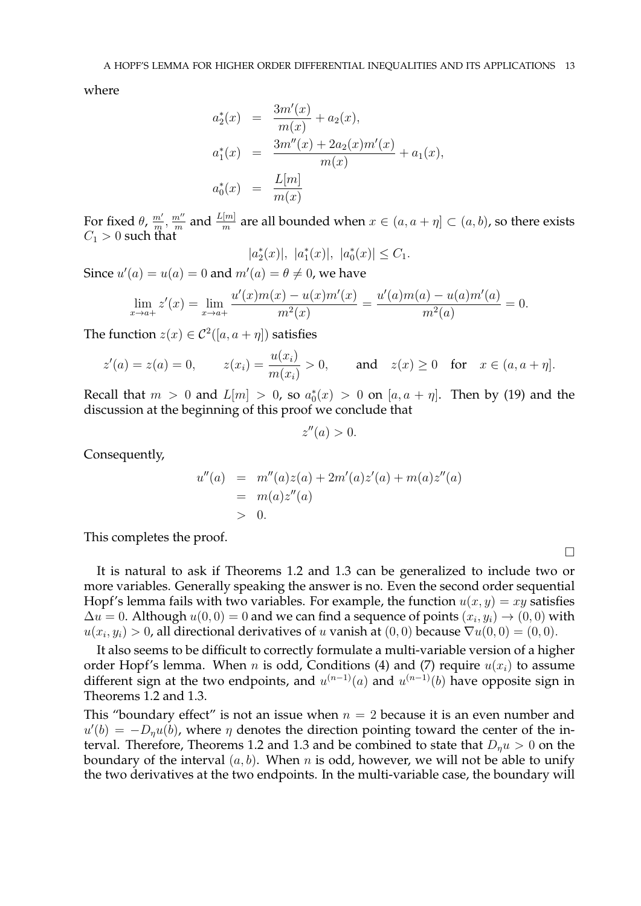where

$$
\begin{aligned}
a_2^*(x) &= \frac{3m'(x)}{m(x)} + a_2(x), \\
a_1^*(x) &= \frac{3m''(x) + 2a_2(x)m'(x)}{m(x)} + a_1(x), \\
a_0^*(x) &= \frac{L[m]}{m(x)}
\end{aligned}
$$

For fixed $\theta$, $\frac{m'}{m}$, $\frac{m''}{m}$ and $\frac{L[m]}{m}$ are all bounded when $x \in (a, a+\eta] \subset (a, b)$, so there exists $C_1 > 0$ such that

$$
|a_2^*(x)|,\ |a_1^*(x)|,\ |a_0^*(x)| \le C_1.
$$

Since $u'(a) = u(a) = 0$ and $m'(a) = \theta \ne 0$, we have

$$
\lim_{x\to a+} z'(x) = \lim_{x\to a+} \frac{u'(x)m(x) - u(x)m'(x)}{m^2(x)} = \frac{u'(a)m(a) - u(a)m'(a)}{m^2(a)} = 0.
$$

The function $z(x) \in \mathcal{C}^2([a, a+\eta])$ satisfies

$$
z'(a) = z(a) = 0, \qquad z(x_i) = \frac{u(x_i)}{m(x_i)} > 0, \qquad \text{and} \quad z(x) \ge 0 \quad \text{for} \quad x \in (a, a+\eta].
$$

Recall that $m > 0$ and $L[m] > 0$, so $a_0^*(x) > 0$ on $[a, a+\eta]$. Then by (19) and the discussion at the beginning of this proof we conclude that

$$
z''(a) > 0.
$$

Consequently,

$$
\begin{aligned}
u''(a) &= m''(a)z(a) + 2m'(a)z'(a) + m(a)z''(a) \\
&= m(a)z''(a) \\
&> 0.
\end{aligned}
$$

This completes the proof.

□

It is natural to ask if Theorems 1.2 and 1.3 can be generalized to include two or more variables. Generally speaking the answer is no. Even the second order sequential Hopf's lemma fails with two variables. For example, the function $u(x, y) = xy$ satisfies $\Delta u = 0$. Although $u(0, 0) = 0$ and we can find a sequence of points $(x_i, y_i) \to (0, 0)$ with $u(x_i, y_i) > 0$, all directional derivatives of $u$ vanish at $(0, 0)$ because $\nabla u(0, 0) = (0, 0)$.

It also seems to be difficult to correctly formulate a multi-variable version of a higher order Hopf's lemma. When $n$ is odd, Conditions (4) and (7) require $u(x_i)$ to assume different sign at the two endpoints, and $u^{(n-1)}(a)$ and $u^{(n-1)}(b)$ have opposite sign in Theorems 1.2 and 1.3.

This "boundary effect" is not an issue when $n = 2$ because it is an even number and $u'(b) = -D_\eta u(b)$, where $\eta$ denotes the direction pointing toward the center of the interval. Therefore, Theorems 1.2 and 1.3 and be combined to state that $D_\eta u > 0$ on the boundary of the interval $(a, b)$. When $n$ is odd, however, we will not be able to unify the two derivatives at the two endpoints. In the multi-variable case, the boundary will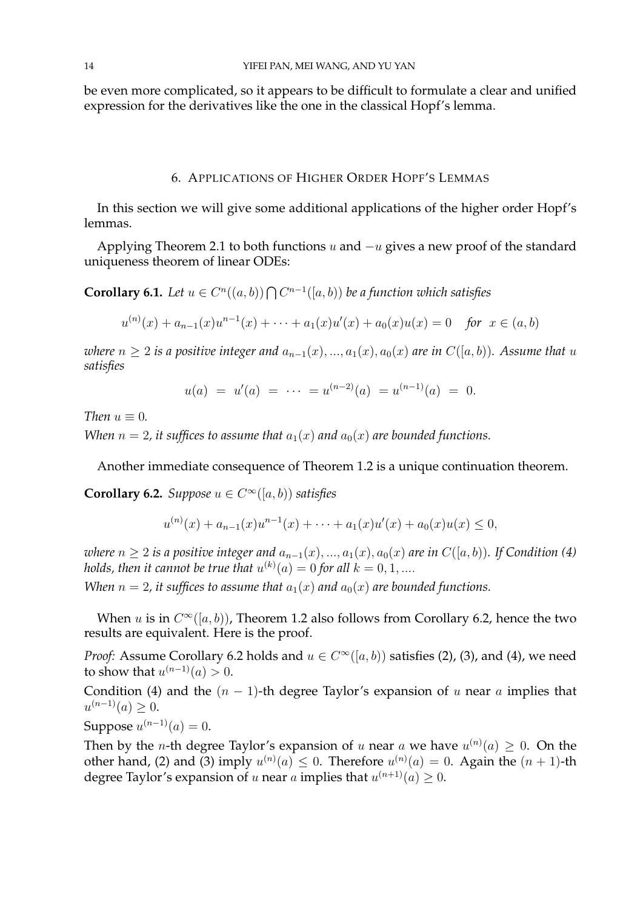be even more complicated, so it appears to be difficult to formulate a clear and unified expression for the derivatives like the one in the classical Hopf's lemma.

## 6. Applications of Higher Order Hopf's Lemmas

In this section we will give some additional applications of the higher order Hopf's lemmas.

Applying Theorem 2.1 to both functions $u$ and $-u$ gives a new proof of the standard uniqueness theorem of linear ODEs:

**Corollary 6.1.** *Let $u \in C^n((a,b)) \bigcap C^{n-1}([a,b))$ be a function which satisfies*

$$u^{(n)}(x) + a_{n-1}(x)u^{n-1}(x) + \cdots + a_1(x)u'(x) + a_0(x)u(x) = 0 \quad \textit{for} \;\; x \in (a,b)$$

*where $n \geq 2$ is a positive integer and $a_{n-1}(x), ..., a_1(x), a_0(x)$ are in $C([a,b))$. Assume that $u$ satisfies*

$$u(a) \;=\; u'(a) \;=\; \cdots \;= u^{(n-2)}(a) \;= u^{(n-1)}(a) \;=\; 0.$$

*Then $u \equiv 0$.*

*When $n = 2$, it suffices to assume that $a_1(x)$ and $a_0(x)$ are bounded functions.*

Another immediate consequence of Theorem 1.2 is a unique continuation theorem.

**Corollary 6.2.** *Suppose $u \in C^\infty([a,b))$ satisfies*

$$u^{(n)}(x) + a_{n-1}(x)u^{n-1}(x) + \cdots + a_1(x)u'(x) + a_0(x)u(x) \leq 0,$$

*where $n \geq 2$ is a positive integer and $a_{n-1}(x), ..., a_1(x), a_0(x)$ are in $C([a,b))$. If Condition (4) holds, then it cannot be true that $u^{(k)}(a) = 0$ for all $k = 0, 1, ....$*

*When $n = 2$, it suffices to assume that $a_1(x)$ and $a_0(x)$ are bounded functions.*

When $u$ is in $C^\infty([a,b))$, Theorem 1.2 also follows from Corollary 6.2, hence the two results are equivalent. Here is the proof.

*Proof:* Assume Corollary 6.2 holds and $u \in C^\infty([a,b))$ satisfies (2), (3), and (4), we need to show that $u^{(n-1)}(a) > 0$.

Condition (4) and the $(n-1)$-th degree Taylor's expansion of $u$ near $a$ implies that $u^{(n-1)}(a) \geq 0$.

Suppose $u^{(n-1)}(a) = 0$.

Then by the $n$-th degree Taylor's expansion of $u$ near $a$ we have $u^{(n)}(a) \geq 0$. On the other hand, (2) and (3) imply $u^{(n)}(a) \leq 0$. Therefore $u^{(n)}(a) = 0$. Again the $(n+1)$-th degree Taylor's expansion of $u$ near $a$ implies that $u^{(n+1)}(a) \geq 0$.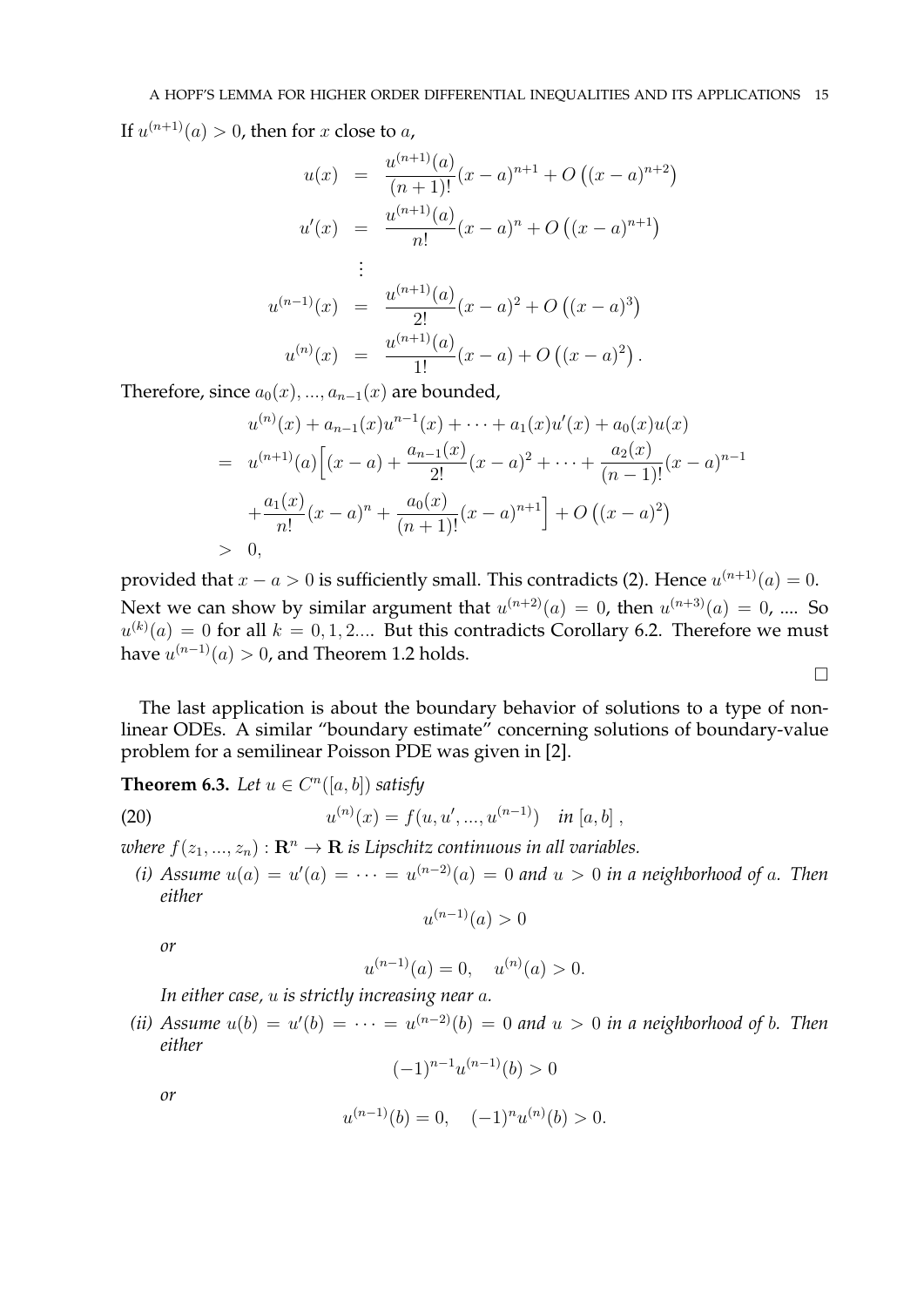If $u^{(n+1)}(a) > 0$, then for $x$ close to $a$,

$$
\begin{aligned}
u(x) &= \frac{u^{(n+1)}(a)}{(n+1)!}(x-a)^{n+1} + O\left((x-a)^{n+2}\right) \\
u'(x) &= \frac{u^{(n+1)}(a)}{n!}(x-a)^{n} + O\left((x-a)^{n+1}\right) \\
&\vdots \\
u^{(n-1)}(x) &= \frac{u^{(n+1)}(a)}{2!}(x-a)^{2} + O\left((x-a)^{3}\right) \\
u^{(n)}(x) &= \frac{u^{(n+1)}(a)}{1!}(x-a) + O\left((x-a)^{2}\right).
\end{aligned}
$$

Therefore, since $a_0(x), ..., a_{n-1}(x)$ are bounded,

$$
\begin{aligned}
& u^{(n)}(x) + a_{n-1}(x)u^{n-1}(x) + \cdots + a_1(x)u'(x) + a_0(x)u(x) \\
=\ & u^{(n+1)}(a)\Big[(x-a) + \frac{a_{n-1}(x)}{2!}(x-a)^2 + \cdots + \frac{a_2(x)}{(n-1)!}(x-a)^{n-1} \\
& + \frac{a_1(x)}{n!}(x-a)^n + \frac{a_0(x)}{(n+1)!}(x-a)^{n+1}\Big] + O\left((x-a)^2\right) \\
>\ & 0,
\end{aligned}
$$

provided that $x - a > 0$ is sufficiently small. This contradicts (2). Hence $u^{(n+1)}(a) = 0$. Next we can show by similar argument that $u^{(n+2)}(a) = 0$, then $u^{(n+3)}(a) = 0$, .... So $u^{(k)}(a) = 0$ for all $k = 0, 1, 2....$ But this contradicts Corollary 6.2. Therefore we must have $u^{(n-1)}(a) > 0$, and Theorem 1.2 holds.

∎

The last application is about the boundary behavior of solutions to a type of nonlinear ODEs. A similar "boundary estimate" concerning solutions of boundary-value problem for a semilinear Poisson PDE was given in [2].

**Theorem 6.3.** *Let $u \in C^n([a, b])$ satisfy*

$$
u^{(n)}(x) = f(u, u', ..., u^{(n-1)}) \quad \text{in } [a, b]\,, \tag{20}
$$

*where $f(z_1, ..., z_n) : \mathbf{R}^n \to \mathbf{R}$ is Lipschitz continuous in all variables.*

*(i) Assume $u(a) = u'(a) = \cdots = u^{(n-2)}(a) = 0$ and $u > 0$ in a neighborhood of $a$. Then either*

$$
u^{(n-1)}(a) > 0
$$

*or*

$$
u^{(n-1)}(a) = 0, \quad u^{(n)}(a) > 0.
$$

*In either case, $u$ is strictly increasing near $a$.*

*(ii) Assume $u(b) = u'(b) = \cdots = u^{(n-2)}(b) = 0$ and $u > 0$ in a neighborhood of $b$. Then either*

$$
(-1)^{n-1}u^{(n-1)}(b) > 0
$$

*or*

$$
u^{(n-1)}(b) = 0, \quad (-1)^n u^{(n)}(b) > 0.
$$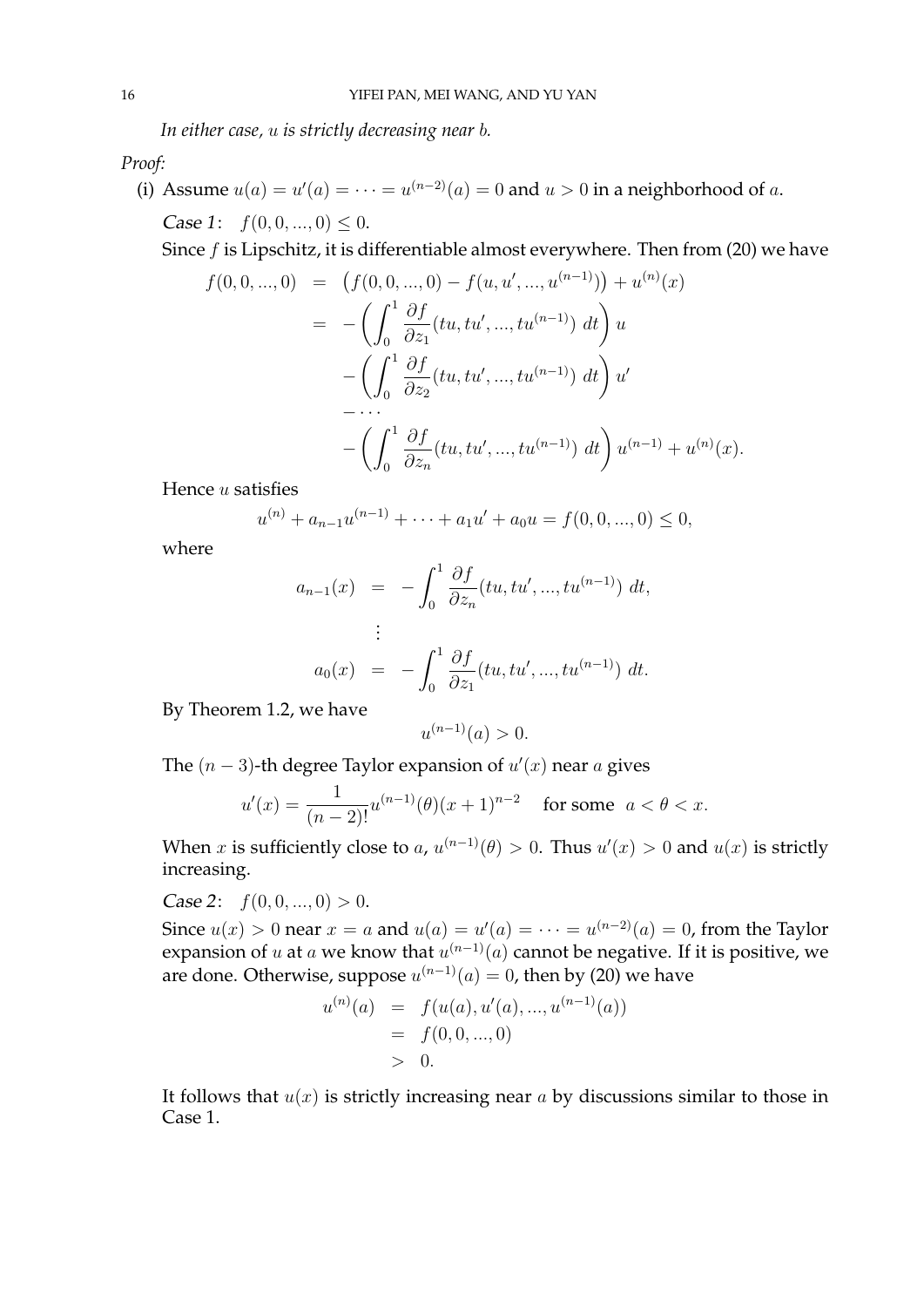*In either case, $u$ is strictly decreasing near $b$.*

*Proof:*

(i) Assume $u(a) = u'(a) = \cdots = u^{(n-2)}(a) = 0$ and $u > 0$ in a neighborhood of $a$.

*Case 1*: $f(0, 0, ..., 0) \leq 0$.

Since $f$ is Lipschitz, it is differentiable almost everywhere. Then from (20) we have

$$
\begin{aligned}
f(0,0,...,0) &= \left(f(0,0,...,0) - f(u,u',...,u^{(n-1)})\right) + u^{(n)}(x) \\
&= -\left(\int_0^1 \frac{\partial f}{\partial z_1}(tu, tu', ..., tu^{(n-1)})\ dt\right) u \\
&\quad -\left(\int_0^1 \frac{\partial f}{\partial z_2}(tu, tu', ..., tu^{(n-1)})\ dt\right) u' \\
&\quad - \cdots \\
&\quad -\left(\int_0^1 \frac{\partial f}{\partial z_n}(tu, tu', ..., tu^{(n-1)})\ dt\right) u^{(n-1)} + u^{(n)}(x).
\end{aligned}
$$

Hence $u$ satisfies

$$
u^{(n)} + a_{n-1}u^{(n-1)} + \cdots + a_1 u' + a_0 u = f(0,0,...,0) \leq 0,
$$

where

$$
\begin{aligned}
a_{n-1}(x) &= -\int_0^1 \frac{\partial f}{\partial z_n}(tu, tu', ..., tu^{(n-1)})\ dt, \\
&\ \vdots \\
a_0(x) &= -\int_0^1 \frac{\partial f}{\partial z_1}(tu, tu', ..., tu^{(n-1)})\ dt.
\end{aligned}
$$

By Theorem 1.2, we have

$$
u^{(n-1)}(a) > 0.
$$

The $(n-3)$-th degree Taylor expansion of $u'(x)$ near $a$ gives

$$
u'(x) = \frac{1}{(n-2)!}u^{(n-1)}(\theta)(x+1)^{n-2} \quad \text{for some } \ a < \theta < x.
$$

When $x$ is sufficiently close to $a$, $u^{(n-1)}(\theta) > 0$. Thus $u'(x) > 0$ and $u(x)$ is strictly increasing.

*Case 2*: $f(0, 0, ..., 0) > 0$.

Since $u(x) > 0$ near $x = a$ and $u(a) = u'(a) = \cdots = u^{(n-2)}(a) = 0$, from the Taylor expansion of $u$ at $a$ we know that $u^{(n-1)}(a)$ cannot be negative. If it is positive, we are done. Otherwise, suppose $u^{(n-1)}(a) = 0$, then by (20) we have

$$
\begin{aligned}
u^{(n)}(a) &= f(u(a), u'(a), ..., u^{(n-1)}(a)) \\
&= f(0, 0, ..., 0) \\
&> 0.
\end{aligned}
$$

It follows that $u(x)$ is strictly increasing near $a$ by discussions similar to those in Case 1.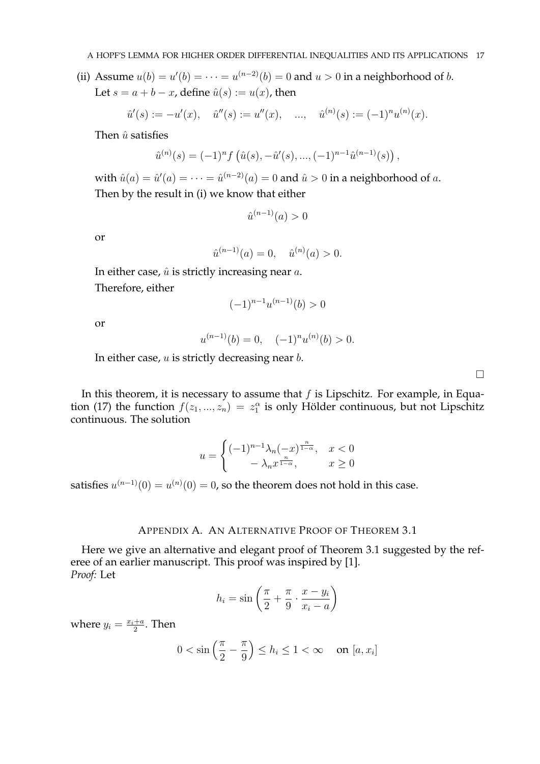(ii) Assume $u(b) = u'(b) = \cdots = u^{(n-2)}(b) = 0$ and $u > 0$ in a neighborhood of $b$.
Let $s = a + b - x$, define $\hat{u}(s) := u(x)$, then

$$\hat{u}'(s) := -u'(x), \quad \hat{u}''(s) := u''(x), \quad ..., \quad \hat{u}^{(n)}(s) := (-1)^n u^{(n)}(x).$$

Then $\hat{u}$ satisfies

$$\hat{u}^{(n)}(s) = (-1)^n f\left(\hat{u}(s), -\hat{u}'(s), ..., (-1)^{n-1}\hat{u}^{(n-1)}(s)\right),$$

with $\hat{u}(a) = \hat{u}'(a) = \cdots = \hat{u}^{(n-2)}(a) = 0$ and $\hat{u} > 0$ in a neighborhood of $a$.
Then by the result in (i) we know that either

$$\hat{u}^{(n-1)}(a) > 0$$

or

$$\hat{u}^{(n-1)}(a) = 0, \quad \hat{u}^{(n)}(a) > 0.$$

In either case, $\hat{u}$ is strictly increasing near $a$.
Therefore, either

$$(-1)^{n-1}u^{(n-1)}(b) > 0$$

or

$$u^{(n-1)}(b) = 0, \quad (-1)^n u^{(n)}(b) > 0.$$

In either case, $u$ is strictly decreasing near $b$.

□

In this theorem, it is necessary to assume that $f$ is Lipschitz. For example, in Equation (17) the function $f(z_1, ..., z_n) = z_1^\alpha$ is only Hölder continuous, but not Lipschitz continuous. The solution

$$u = \begin{cases} (-1)^{n-1}\lambda_n(-x)^{\frac{n}{1-\alpha}}, & x < 0 \\ \quad - \lambda_n x^{\frac{n}{1-\alpha}}, & x \geq 0 \end{cases}$$

satisfies $u^{(n-1)}(0) = u^{(n)}(0) = 0$, so the theorem does not hold in this case.

## Appendix A. An Alternative Proof of Theorem 3.1

Here we give an alternative and elegant proof of Theorem 3.1 suggested by the referee of an earlier manuscript. This proof was inspired by [1].
*Proof:* Let

$$h_i = \sin\left(\frac{\pi}{2} + \frac{\pi}{9} \cdot \frac{x - y_i}{x_i - a}\right)$$

where $y_i = \frac{x_i + a}{2}$. Then

$$0 < \sin\left(\frac{\pi}{2} - \frac{\pi}{9}\right) \leq h_i \leq 1 < \infty \quad \text{on } [a, x_i]$$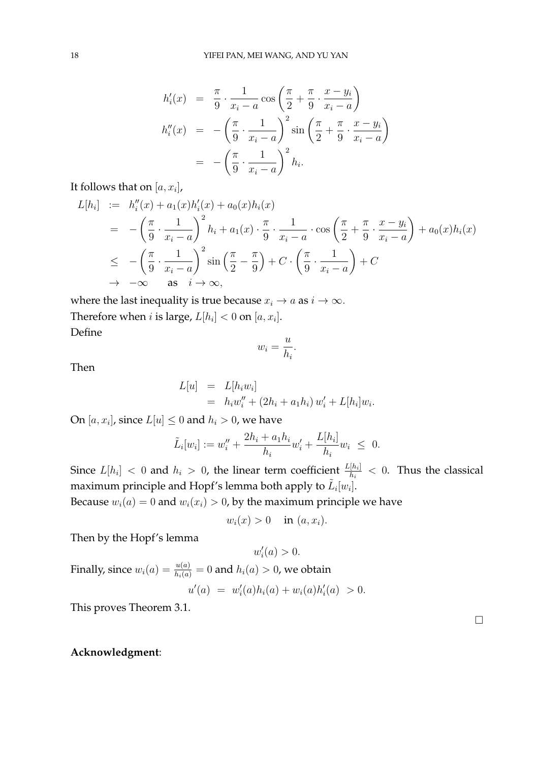$$
\begin{aligned}
h_i'(x) &= \frac{\pi}{9} \cdot \frac{1}{x_i - a} \cos\left(\frac{\pi}{2} + \frac{\pi}{9} \cdot \frac{x - y_i}{x_i - a}\right) \\
h_i''(x) &= -\left(\frac{\pi}{9} \cdot \frac{1}{x_i - a}\right)^2 \sin\left(\frac{\pi}{2} + \frac{\pi}{9} \cdot \frac{x - y_i}{x_i - a}\right) \\
&= -\left(\frac{\pi}{9} \cdot \frac{1}{x_i - a}\right)^2 h_i.
\end{aligned}
$$

It follows that on $[a, x_i]$,

$$
\begin{aligned}
L[h_i] &:= h_i''(x) + a_1(x)h_i'(x) + a_0(x)h_i(x) \\
&= -\left(\frac{\pi}{9} \cdot \frac{1}{x_i - a}\right)^2 h_i + a_1(x) \cdot \frac{\pi}{9} \cdot \frac{1}{x_i - a} \cdot \cos\left(\frac{\pi}{2} + \frac{\pi}{9} \cdot \frac{x - y_i}{x_i - a}\right) + a_0(x)h_i(x) \\
&\le -\left(\frac{\pi}{9} \cdot \frac{1}{x_i - a}\right)^2 \sin\left(\frac{\pi}{2} - \frac{\pi}{9}\right) + C \cdot \left(\frac{\pi}{9} \cdot \frac{1}{x_i - a}\right) + C \\
&\to -\infty \quad \text{ as } \quad i \to \infty,
\end{aligned}
$$

where the last inequality is true because $x_i \to a$ as $i \to \infty$.

Therefore when $i$ is large, $L[h_i] < 0$ on $[a, x_i]$.

Define

$$
w_i = \frac{u}{h_i}.
$$

Then

$$
\begin{aligned}
L[u] &= L[h_i w_i] \\
&= h_i w_i'' + (2h_i + a_1 h_i)\, w_i' + L[h_i] w_i.
\end{aligned}
$$

On $[a, x_i]$, since $L[u] \le 0$ and $h_i > 0$, we have

$$
\tilde{L}_i[w_i] := w_i'' + \frac{2h_i + a_1 h_i}{h_i} w_i' + \frac{L[h_i]}{h_i} w_i \ \le \ 0.
$$

Since $L[h_i] < 0$ and $h_i > 0$, the linear term coefficient $\frac{L[h_i]}{h_i} < 0$. Thus the classical maximum principle and Hopf's lemma both apply to $\tilde{L}_i[w_i]$.

Because $w_i(a) = 0$ and $w_i(x_i) > 0$, by the maximum principle we have

$$
w_i(x) > 0 \quad \text{ in } (a, x_i).
$$

Then by the Hopf's lemma

$$
w_i'(a) > 0.
$$

Finally, since $w_i(a) = \frac{u(a)}{h_i(a)} = 0$ and $h_i(a) > 0$, we obtain

$$
u'(a) \ = \ w_i'(a)h_i(a) + w_i(a)h_i'(a) \ > 0.
$$

This proves Theorem 3.1.

□

**Acknowledgment**: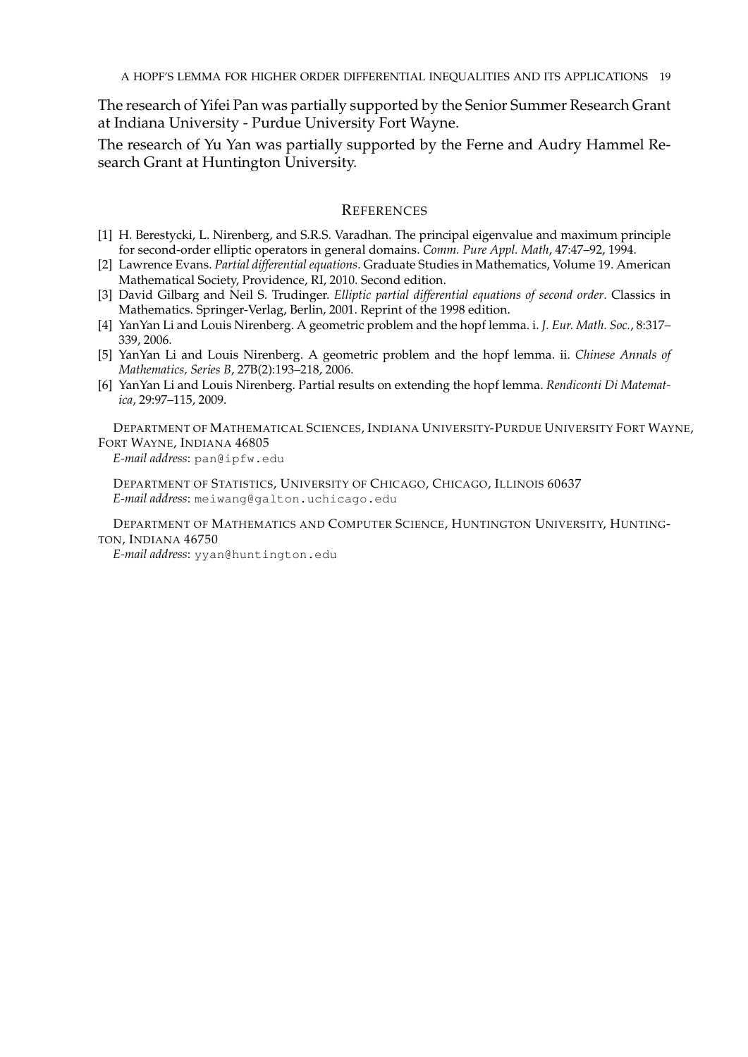The research of Yifei Pan was partially supported by the Senior Summer Research Grant at Indiana University - Purdue University Fort Wayne.

The research of Yu Yan was partially supported by the Ferne and Audry Hammel Research Grant at Huntington University.

## REFERENCES

[1] H. Berestycki, L. Nirenberg, and S.R.S. Varadhan. The principal eigenvalue and maximum principle for second-order elliptic operators in general domains. *Comm. Pure Appl. Math*, 47:47–92, 1994.

[2] Lawrence Evans. *Partial differential equations*. Graduate Studies in Mathematics, Volume 19. American Mathematical Society, Providence, RI, 2010. Second edition.

[3] David Gilbarg and Neil S. Trudinger. *Elliptic partial differential equations of second order*. Classics in Mathematics. Springer-Verlag, Berlin, 2001. Reprint of the 1998 edition.

[4] YanYan Li and Louis Nirenberg. A geometric problem and the hopf lemma. i. *J. Eur. Math. Soc.*, 8:317–339, 2006.

[5] YanYan Li and Louis Nirenberg. A geometric problem and the hopf lemma. ii. *Chinese Annals of Mathematics, Series B*, 27B(2):193–218, 2006.

[6] YanYan Li and Louis Nirenberg. Partial results on extending the hopf lemma. *Rendiconti Di Matematica*, 29:97–115, 2009.

DEPARTMENT OF MATHEMATICAL SCIENCES, INDIANA UNIVERSITY-PURDUE UNIVERSITY FORT WAYNE, FORT WAYNE, INDIANA 46805
*E-mail address*: pan@ipfw.edu

DEPARTMENT OF STATISTICS, UNIVERSITY OF CHICAGO, CHICAGO, ILLINOIS 60637
*E-mail address*: meiwang@galton.uchicago.edu

DEPARTMENT OF MATHEMATICS AND COMPUTER SCIENCE, HUNTINGTON UNIVERSITY, HUNTINGTON, INDIANA 46750
*E-mail address*: yyan@huntington.edu